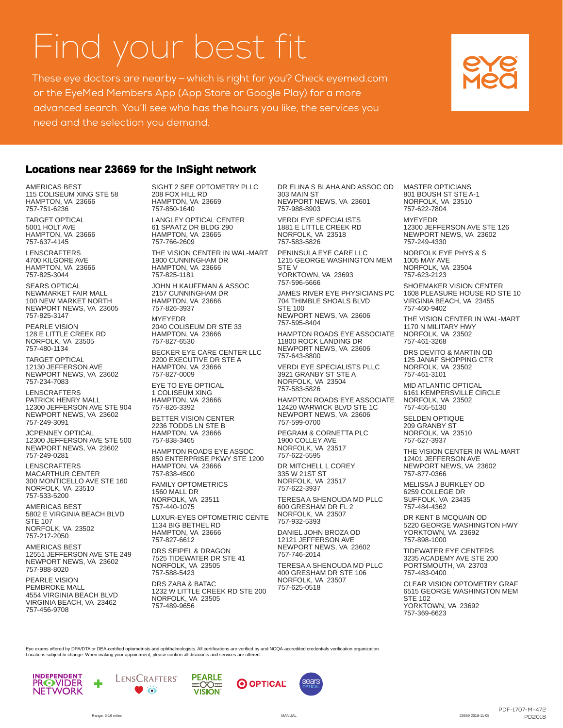# Find your best fit

These eye doctors are nearby – which is right for you? Check eyemed.com or the EyeMed Members App (App Store or Google Play) for a more advanced search. You'll see who has the hours you like, the services you need and the selection you demand.

## Locations near 23669 for the InSight network

AMERICAS BEST
115 COLISEUM XING STE 58
HAMPTON, VA 23666
757-751-6236

TARGET OPTICAL
5001 HOLT AVE
HAMPTON, VA 23666
757-637-4145

LENSCRAFTERS
4700 KILGORE AVE
HAMPTON, VA 23666
757-825-3044

SEARS OPTICAL
NEWMARKET FAIR MALL
100 NEW MARKET NORTH
NEWPORT NEWS, VA 23605
757-825-3147

PEARLE VISION
128 E LITTLE CREEK RD
NORFOLK, VA 23505
757-480-1134

TARGET OPTICAL
12130 JEFFERSON AVE
NEWPORT NEWS, VA 23602
757-234-7083

LENSCRAFTERS
PATRICK HENRY MALL
12300 JEFFERSON AVE STE 904
NEWPORT NEWS, VA 23602
757-249-3091

JCPENNEY OPTICAL
12300 JEFFERSON AVE STE 500
NEWPORT NEWS, VA 23602
757-249-0281

LENSCRAFTERS
MACARTHUR CENTER
300 MONTICELLO AVE STE 160
NORFOLK, VA 23510
757-533-5200

AMERICAS BEST
5802 E VIRGINIA BEACH BLVD
STE 107
NORFOLK, VA 23502
757-217-2050

AMERICAS BEST
12551 JEFFERSON AVE STE 249
NEWPORT NEWS, VA 23602
757-988-8020

PEARLE VISION
PEMBROKE MALL
4554 VIRGINIA BEACH BLVD
VIRGINIA BEACH, VA 23462
757-456-9708

SIGHT 2 SEE OPTOMETRY PLLC
208 FOX HILL RD
HAMPTON, VA 23669
757-850-1640

LANGLEY OPTICAL CENTER
61 SPAATZ DR BLDG 290
HAMPTON, VA 23665
757-766-2609

THE VISION CENTER IN WAL-MART
1900 CUNNINGHAM DR
HAMPTON, VA 23666
757-825-1181

JOHN H KAUFFMAN & ASSOC
2157 CUNNINGHAM DR
HAMPTON, VA 23666
757-826-3937

MYEYEDR
2040 COLISEUM DR STE 33
HAMPTON, VA 23666
757-827-6530

BECKER EYE CARE CENTER LLC
2200 EXECUTIVE DR STE A
HAMPTON, VA 23666
757-827-0009

EYE TO EYE OPTICAL
1 COLISEUM XING
HAMPTON, VA 23666
757-826-3392

BETTER VISION CENTER
2236 TODDS LN STE B
HAMPTON, VA 23666
757-838-3465

HAMPTON ROADS EYE ASSOC
850 ENTERPRISE PKWY STE 1200
HAMPTON, VA 23666
757-838-4500

FAMILY OPTOMETRICS
1560 MALL DR
NORFOLK, VA 23511
757-440-1075

LUXUR-EYES OPTOMETRIC CENTE
1134 BIG BETHEL RD
HAMPTON, VA 23666
757-827-6612

DRS SEIPEL & DRAGON
7525 TIDEWATER DR STE 41
NORFOLK, VA 23505
757-588-5423

DRS ZABA & BATAC
1232 W LITTLE CREEK RD STE 200
NORFOLK, VA 23505
757-489-9656

DR ELINA S BLAHA AND ASSOC OD
303 MAIN ST
NEWPORT NEWS, VA 23601
757-988-8903

VERDI EYE SPECIALISTS
1881 E LITTLE CREEK RD
NORFOLK, VA 23518
757-583-5826

PENINSULA EYE CARE LLC
1215 GEORGE WASHINGTON MEM
STE V
YORKTOWN, VA 23693
757-596-5666

JAMES RIVER EYE PHYSICIANS PC
704 THIMBLE SHOALS BLVD
STE 100
NEWPORT NEWS, VA 23606
757-595-8404

HAMPTON ROADS EYE ASSOCIATE
11800 ROCK LANDING DR
NEWPORT NEWS, VA 23606
757-643-8800

VERDI EYE SPECIALISTS PLLC
3921 GRANBY ST STE A
NORFOLK, VA 23504
757-583-5826

HAMPTON ROADS EYE ASSOCIATE
12420 WARWICK BLVD STE 1C
NEWPORT NEWS, VA 23606
757-599-0700

PEGRAM & CORNETTA PLC
1900 COLLEY AVE
NORFOLK, VA 23517
757-622-5595

DR MITCHELL L COREY
335 W 21ST ST
NORFOLK, VA 23517
757-622-3937

TERESA A SHENOUDA MD PLLC
600 GRESHAM DR FL 2
NORFOLK, VA 23507
757-932-5393

DANIEL JOHN BROZA OD
12121 JEFFERSON AVE
NEWPORT NEWS, VA 23602
757-746-2014

TERESA A SHENOUDA MD PLLC
400 GRESHAM DR STE 106
NORFOLK, VA 23507
757-625-0518

MASTER OPTICIANS
801 BOUSH ST STE A-1
NORFOLK, VA 23510
757-622-7804

MYEYEDR
12300 JEFFERSON AVE STE 126
NEWPORT NEWS, VA 23602
757-249-4330

NORFOLK EYE PHYS & S
1005 MAY AVE
NORFOLK, VA 23504
757-623-2123

SHOEMAKER VISION CENTER
1608 PLEASURE HOUSE RD STE 10
VIRGINIA BEACH, VA 23455
757-460-9402

THE VISION CENTER IN WAL-MART
1170 N MILITARY HWY
NORFOLK, VA 23502
757-461-3268

DRS DEVITO & MARTIN OD
125 JANAF SHOPPING CTR
NORFOLK, VA 23502
757-461-3101

MID ATLANTIC OPTICAL
6161 KEMPERSVILLE CIRCLE
NORFOLK, VA 23502
757-455-5130

SELDEN OPTIQUE
209 GRANBY ST
NORFOLK, VA 23510
757-627-3937

THE VISION CENTER IN WAL-MART
12401 JEFFERSON AVE
NEWPORT NEWS, VA 23602
757-877-0366

MELISSA J BURKLEY OD
6259 COLLEGE DR
SUFFOLK, VA 23435
757-484-4362

DR KENT B MCQUAIN OD
5220 GEORGE WASHINGTON HWY
YORKTOWN, VA 23692
757-898-1000

TIDEWATER EYE CENTERS
3235 ACADEMY AVE STE 200
PORTSMOUTH, VA 23703
757-483-0400

CLEAR VISION OPTOMETRY GRAF
6515 GEORGE WASHINGTON MEM
STE 102
YORKTOWN, VA 23692
757-369-6623

Eye exams offered by DPA/DTA or DEA-certified optometrists and ophthalmologists. All certifications are verified by and NCQA-accredited credentials verification organization. Locations subject to change. When making your appointment, please confirm all discounts and services are offered.

INDEPENDENT PROVIDER NETWORK + LENSCRAFTERS PEARLE VISION OPTICAL sears OPTICAL

Range: 3-16 miles MANUAL 23669 2018-11-05 PDF-1707-M-472 PD2018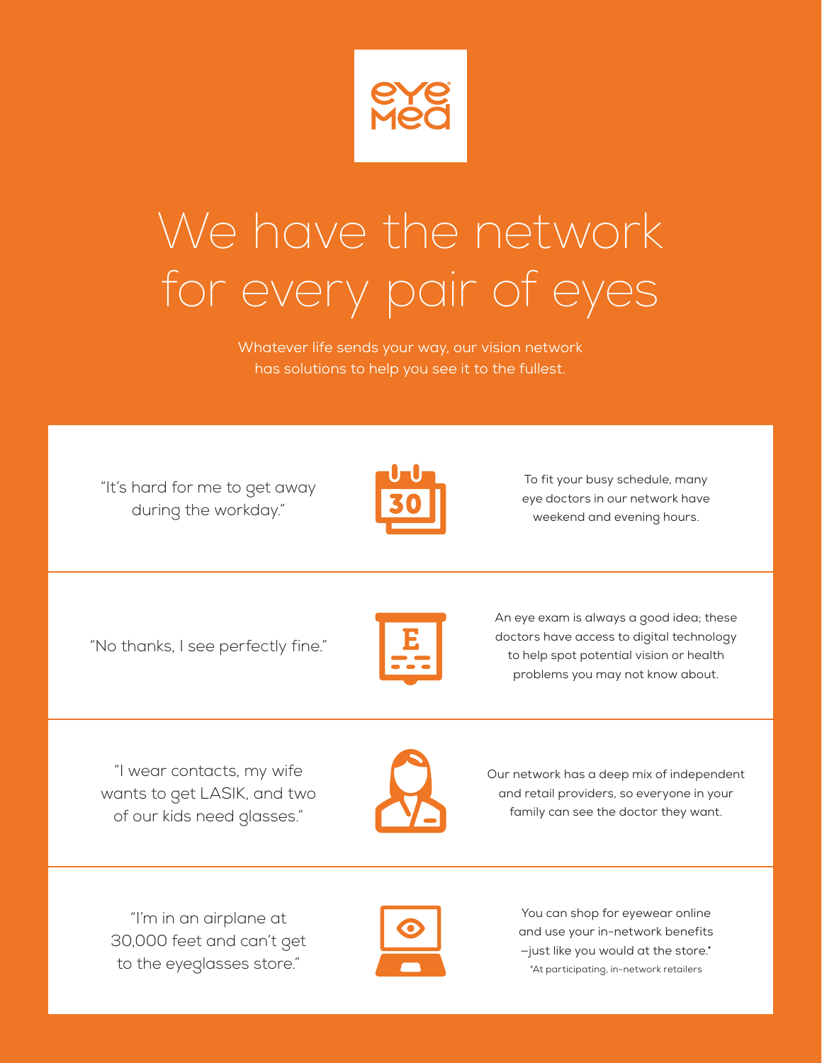eyemed

# We have the network for every pair of eyes

Whatever life sends your way, our vision network has solutions to help you see it to the fullest.

"It's hard for me to get away during the workday."

To fit your busy schedule, many eye doctors in our network have weekend and evening hours.

"No thanks, I see perfectly fine."

An eye exam is always a good idea; these doctors have access to digital technology to help spot potential vision or health problems you may not know about.

"I wear contacts, my wife wants to get LASIK, and two of our kids need glasses."

Our network has a deep mix of independent and retail providers, so everyone in your family can see the doctor they want.

"I'm in an airplane at 30,000 feet and can't get to the eyeglasses store."

You can shop for eyewear online and use your in-network benefits —just like you would at the store.*

*At participating, in-network retailers